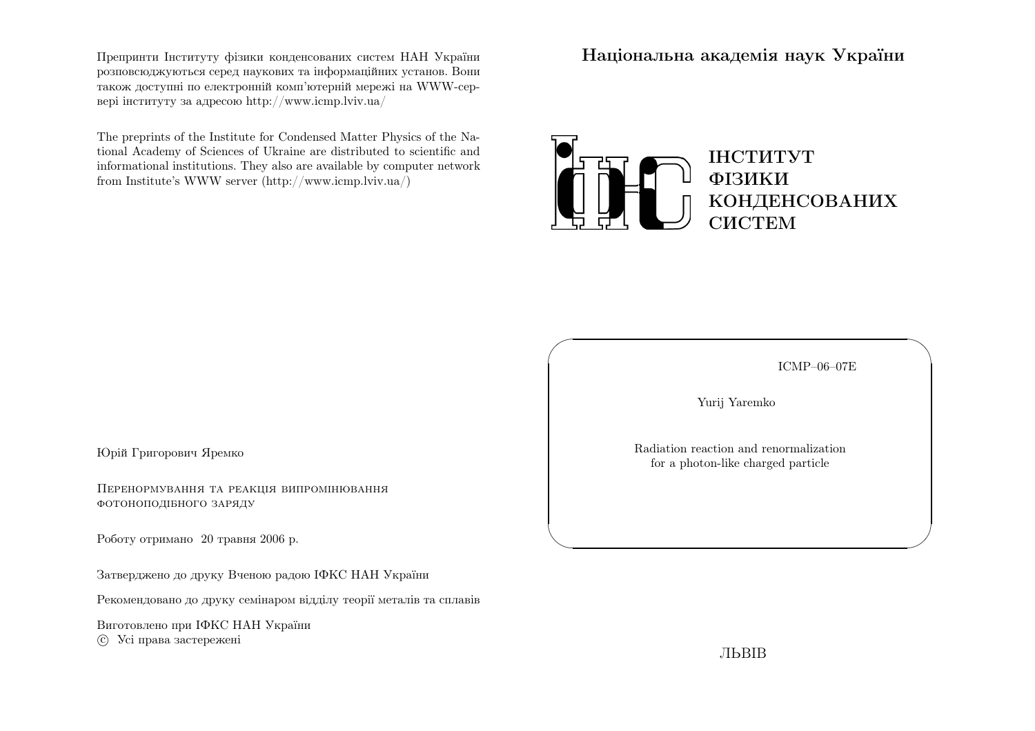Препринти Інституту фізики конденсованих систем НАН України розповсюджуються серед наукових та інформаційних установ. Вони також доступні по електронній комп'ютерній мережі на WWW-сервері інституту за адресою http://www.icmp.lviv.ua/

The preprints of the Institute for Condensed Matter Physics of the National Academy of Sciences of Ukraine are distributed to scientific and informational institutions. They also are available by computer network from Institute's WWW server (http://www.icmp.lviv.ua/)

Юрій Григорович Яремко

Перенормування та реакція випромінювання фотоноподібного заряду

Роботу отримано 20 травня 2006 р.

Затверджено до друку Вченою радою ІФКС НАН України

Рекомендовано до друку семінаром відділу теорії металів та сплавів

Виготовлено при ІФКС НАН України
© Усі права застережені

**Національна академія наук України**

**ІНСТИТУТ ФІЗИКИ КОНДЕНСОВАНИХ СИСТЕМ**

ICMP–06–07E

Yurij Yaremko

Radiation reaction and renormalization for a photon-like charged particle

ЛЬВІВ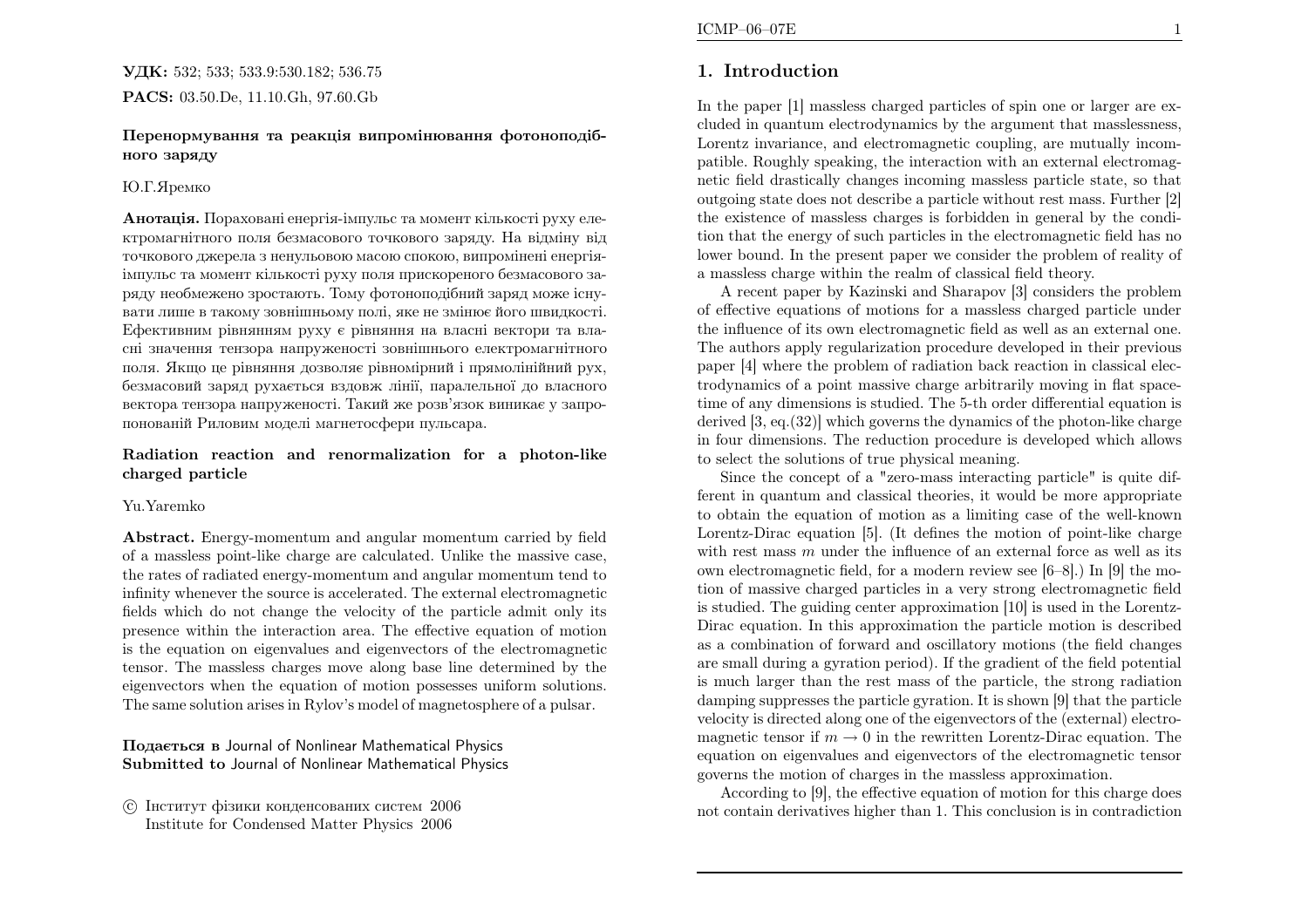**УДК:** 532; 533; 533.9:530.182; 536.75

**PACS:** 03.50.De, 11.10.Gh, 97.60.Gb

**Перенормування та реакція випромінювання фотоноподібного заряду**

Ю.Г.Яремко

**Анотація.** Пораховані енергія-імпульс та момент кількості руху електромагнітного поля безмасового точкового заряду. На відміну від точкового джерела з ненульовою масою спокою, випромінені енергія-імпульс та момент кількості руху поля прискореного безмасового заряду необмежено зростають. Тому фотоноподібний заряд може існувати лише в такому зовнішньому полі, яке не змінює його швидкості. Ефективним рівнянням руху є рівняння на власні вектори та власні значення тензора напруженості зовнішнього електромагнітного поля. Якщо це рівняння дозволяє рівномірний і прямолінійний рух, безмасовий заряд рухається вздовж лінії, паралельної до власного вектора тензора напруженості. Такий же розв'язок виникає у запропонованій Риловим моделі магнетосфери пульсара.

**Radiation reaction and renormalization for a photon-like charged particle**

Yu.Yaremko

**Abstract.** Energy-momentum and angular momentum carried by field of a massless point-like charge are calculated. Unlike the massive case, the rates of radiated energy-momentum and angular momentum tend to infinity whenever the source is accelerated. The external electromagnetic fields which do not change the velocity of the particle admit only its presence within the interaction area. The effective equation of motion is the equation on eigenvalues and eigenvectors of the electromagnetic tensor. The massless charges move along base line determined by the eigenvectors when the equation of motion possesses uniform solutions. The same solution arises in Rylov's model of magnetosphere of a pulsar.

**Подається в** Journal of Nonlinear Mathematical Physics
**Submitted to** Journal of Nonlinear Mathematical Physics

© Інститут фізики конденсованих систем 2006
Institute for Condensed Matter Physics 2006

## 1. Introduction

In the paper [1] massless charged particles of spin one or larger are excluded in quantum electrodynamics by the argument that masslessness, Lorentz invariance, and electromagnetic coupling, are mutually incompatible. Roughly speaking, the interaction with an external electromagnetic field drastically changes incoming massless particle state, so that outgoing state does not describe a particle without rest mass. Further [2] the existence of massless charges is forbidden in general by the condition that the energy of such particles in the electromagnetic field has no lower bound. In the present paper we consider the problem of reality of a massless charge within the realm of classical field theory.

A recent paper by Kazinski and Sharapov [3] considers the problem of effective equations of motions for a massless charged particle under the influence of its own electromagnetic field as well as an external one. The authors apply regularization procedure developed in their previous paper [4] where the problem of radiation back reaction in classical electrodynamics of a point massive charge arbitrarily moving in flat spacetime of any dimensions is studied. The 5-th order differential equation is derived [3, eq.(32)] which governs the dynamics of the photon-like charge in four dimensions. The reduction procedure is developed which allows to select the solutions of true physical meaning.

Since the concept of a "zero-mass interacting particle" is quite different in quantum and classical theories, it would be more appropriate to obtain the equation of motion as a limiting case of the well-known Lorentz-Dirac equation [5]. (It defines the motion of point-like charge with rest mass $m$ under the influence of an external force as well as its own electromagnetic field, for a modern review see [6–8].) In [9] the motion of massive charged particles in a very strong electromagnetic field is studied. The guiding center approximation [10] is used in the Lorentz-Dirac equation. In this approximation the particle motion is described as a combination of forward and oscillatory motions (the field changes are small during a gyration period). If the gradient of the field potential is much larger than the rest mass of the particle, the strong radiation damping suppresses the particle gyration. It is shown [9] that the particle velocity is directed along one of the eigenvectors of the (external) electromagnetic tensor if $m \to 0$ in the rewritten Lorentz-Dirac equation. The equation on eigenvalues and eigenvectors of the electromagnetic tensor governs the motion of charges in the massless approximation.

According to [9], the effective equation of motion for this charge does not contain derivatives higher than 1. This conclusion is in contradiction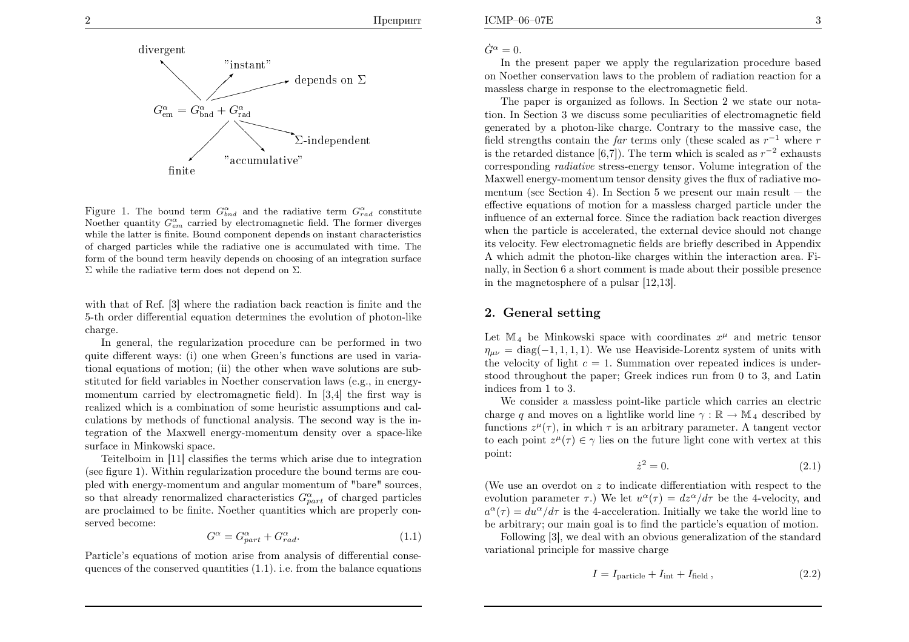divergent

"instant"

depends on $\Sigma$

$$G^\alpha_{\rm em} = G^\alpha_{\rm bnd} + G^\alpha_{\rm rad}$$

$\Sigma$-independent

"accumulative"

finite

Figure 1. The bound term $G^\alpha_{bnd}$ and the radiative term $G^\alpha_{rad}$ constitute Noether quantity $G^\alpha_{em}$ carried by electromagnetic field. The former diverges while the latter is finite. Bound component depends on instant characteristics of charged particles while the radiative one is accumulated with time. The form of the bound term heavily depends on choosing of an integration surface $\Sigma$ while the radiative term does not depend on $\Sigma$.

with that of Ref. [3] where the radiation back reaction is finite and the 5-th order differential equation determines the evolution of photon-like charge.

In general, the regularization procedure can be performed in two quite different ways: (i) one when Green's functions are used in variational equations of motion; (ii) the other when wave solutions are substituted for field variables in Noether conservation laws (e.g., in energy-momentum carried by electromagnetic field). In [3,4] the first way is realized which is a combination of some heuristic assumptions and calculations by methods of functional analysis. The second way is the integration of the Maxwell energy-momentum density over a space-like surface in Minkowski space.

Teitelboim in [11] classifies the terms which arise due to integration (see figure 1). Within regularization procedure the bound terms are coupled with energy-momentum and angular momentum of "bare" sources, so that already renormalized characteristics $G^\alpha_{part}$ of charged particles are proclaimed to be finite. Noether quantities which are properly conserved become:

$$G^\alpha = G^\alpha_{part} + G^\alpha_{rad}. \tag{1.1}$$

Particle's equations of motion arise from analysis of differential consequences of the conserved quantities (1.1). i.e. from the balance equations $\dot G^\alpha = 0$.

In the present paper we apply the regularization procedure based on Noether conservation laws to the problem of radiation reaction for a massless charge in response to the electromagnetic field.

The paper is organized as follows. In Section 2 we state our notation. In Section 3 we discuss some peculiarities of electromagnetic field generated by a photon-like charge. Contrary to the massive case, the field strengths contain the *far* terms only (these scaled as $r^{-1}$ where $r$ is the retarded distance [6,7]). The term which is scaled as $r^{-2}$ exhausts corresponding *radiative* stress-energy tensor. Volume integration of the Maxwell energy-momentum tensor density gives the flux of radiative momentum (see Section 4). In Section 5 we present our main result — the effective equations of motion for a massless charged particle under the influence of an external force. Since the radiation back reaction diverges when the particle is accelerated, the external device should not change its velocity. Few electromagnetic fields are briefly described in Appendix A which admit the photon-like charges within the interaction area. Finally, in Section 6 a short comment is made about their possible presence in the magnetosphere of a pulsar [12,13].

## 2. General setting

Let $\mathbb{M}_4$ be Minkowski space with coordinates $x^\mu$ and metric tensor $\eta_{\mu\nu} = {\rm diag}(-1,1,1,1)$. We use Heaviside-Lorentz system of units with the velocity of light $c = 1$. Summation over repeated indices is understood throughout the paper; Greek indices run from 0 to 3, and Latin indices from 1 to 3.

We consider a massless point-like particle which carries an electric charge $q$ and moves on a lightlike world line $\gamma : \mathbb{R} \to \mathbb{M}_4$ described by functions $z^\mu(\tau)$, in which $\tau$ is an arbitrary parameter. A tangent vector to each point $z^\mu(\tau) \in \gamma$ lies on the future light cone with vertex at this point:

$$\dot z^2 = 0. \tag{2.1}$$

(We use an overdot on $z$ to indicate differentiation with respect to the evolution parameter $\tau$.) We let $u^\alpha(\tau) = dz^\alpha/d\tau$ be the 4-velocity, and $a^\alpha(\tau) = du^\alpha/d\tau$ is the 4-acceleration. Initially we take the world line to be arbitrary; our main goal is to find the particle's equation of motion.

Following [3], we deal with an obvious generalization of the standard variational principle for massive charge

$$I = I_{\rm particle} + I_{\rm int} + I_{\rm field}\,, \tag{2.2}$$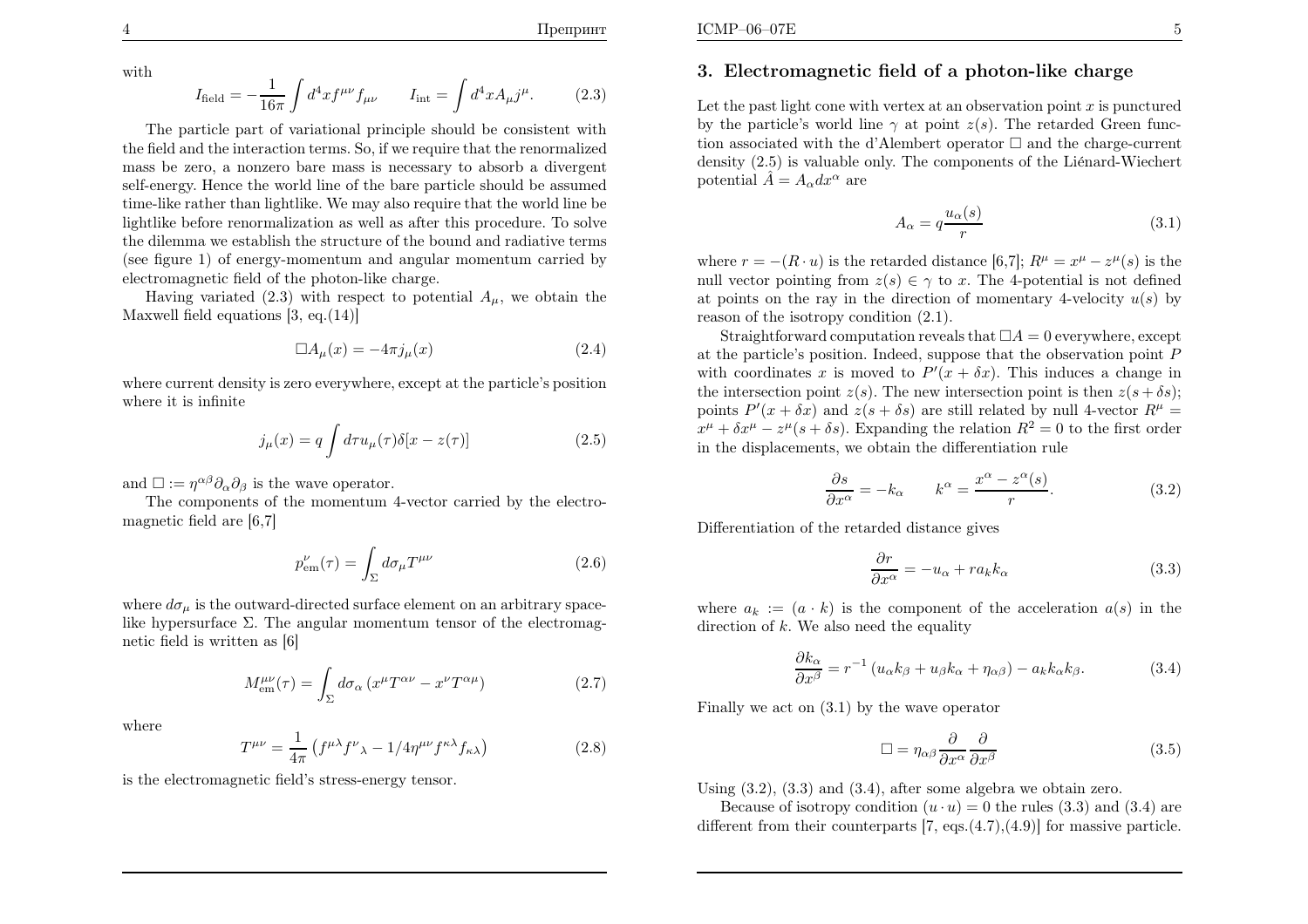with

$$I_{\rm field} = -\frac{1}{16\pi}\int d^4x f^{\mu\nu}f_{\mu\nu} \qquad I_{\rm int} = \int d^4x A_\mu j^\mu. \tag{2.3}$$

The particle part of variational principle should be consistent with the field and the interaction terms. So, if we require that the renormalized mass be zero, a nonzero bare mass is necessary to absorb a divergent self-energy. Hence the world line of the bare particle should be assumed time-like rather than lightlike. We may also require that the world line be lightlike before renormalization as well as after this procedure. To solve the dilemma we establish the structure of the bound and radiative terms (see figure 1) of energy-momentum and angular momentum carried by electromagnetic field of the photon-like charge.

Having variated (2.3) with respect to potential $A_\mu$, we obtain the Maxwell field equations [3, eq.(14)]

$$\Box A_\mu(x) = -4\pi j_\mu(x) \tag{2.4}$$

where current density is zero everywhere, except at the particle's position where it is infinite

$$j_\mu(x) = q\int d\tau u_\mu(\tau)\delta[x - z(\tau)] \tag{2.5}$$

and $\Box := \eta^{\alpha\beta}\partial_\alpha\partial_\beta$ is the wave operator.

The components of the momentum 4-vector carried by the electromagnetic field are [6,7]

$$p^\nu_{\rm em}(\tau) = \int_\Sigma d\sigma_\mu T^{\mu\nu} \tag{2.6}$$

where $d\sigma_\mu$ is the outward-directed surface element on an arbitrary spacelike hypersurface $\Sigma$. The angular momentum tensor of the electromagnetic field is written as [6]

$$M^{\mu\nu}_{\rm em}(\tau) = \int_\Sigma d\sigma_\alpha \left(x^\mu T^{\alpha\nu} - x^\nu T^{\alpha\mu}\right) \tag{2.7}$$

where

$$T^{\mu\nu} = \frac{1}{4\pi}\left(f^{\mu\lambda}f^\nu{}_\lambda - 1/4\eta^{\mu\nu}f^{\kappa\lambda}f_{\kappa\lambda}\right) \tag{2.8}$$

is the electromagnetic field's stress-energy tensor.

## 3. Electromagnetic field of a photon-like charge

Let the past light cone with vertex at an observation point $x$ is punctured by the particle's world line $\gamma$ at point $z(s)$. The retarded Green function associated with the d'Alembert operator $\Box$ and the charge-current density (2.5) is valuable only. The components of the Liénard-Wiechert potential $\hat{A} = A_\alpha dx^\alpha$ are

$$A_\alpha = q\frac{u_\alpha(s)}{r} \tag{3.1}$$

where $r = -(R\cdot u)$ is the retarded distance [6,7]; $R^\mu = x^\mu - z^\mu(s)$ is the null vector pointing from $z(s)\in\gamma$ to $x$. The 4-potential is not defined at points on the ray in the direction of momentary 4-velocity $u(s)$ by reason of the isotropy condition (2.1).

Straightforward computation reveals that $\Box A = 0$ everywhere, except at the particle's position. Indeed, suppose that the observation point $P$ with coordinates $x$ is moved to $P'(x+\delta x)$. This induces a change in the intersection point $z(s)$. The new intersection point is then $z(s+\delta s)$; points $P'(x+\delta x)$ and $z(s+\delta s)$ are still related by null 4-vector $R^\mu = x^\mu + \delta x^\mu - z^\mu(s+\delta s)$. Expanding the relation $R^2 = 0$ to the first order in the displacements, we obtain the differentiation rule

$$\frac{\partial s}{\partial x^\alpha} = -k_\alpha \qquad k^\alpha = \frac{x^\alpha - z^\alpha(s)}{r}. \tag{3.2}$$

Differentiation of the retarded distance gives

$$\frac{\partial r}{\partial x^\alpha} = -u_\alpha + r a_k k_\alpha \tag{3.3}$$

where $a_k := (a\cdot k)$ is the component of the acceleration $a(s)$ in the direction of $k$. We also need the equality

$$\frac{\partial k_\alpha}{\partial x^\beta} = r^{-1}\left(u_\alpha k_\beta + u_\beta k_\alpha + \eta_{\alpha\beta}\right) - a_k k_\alpha k_\beta. \tag{3.4}$$

Finally we act on (3.1) by the wave operator

$$\Box = \eta_{\alpha\beta}\frac{\partial}{\partial x^\alpha}\frac{\partial}{\partial x^\beta} \tag{3.5}$$

Using (3.2), (3.3) and (3.4), after some algebra we obtain zero.

Because of isotropy condition $(u\cdot u) = 0$ the rules (3.3) and (3.4) are different from their counterparts [7, eqs.(4.7),(4.9)] for massive particle.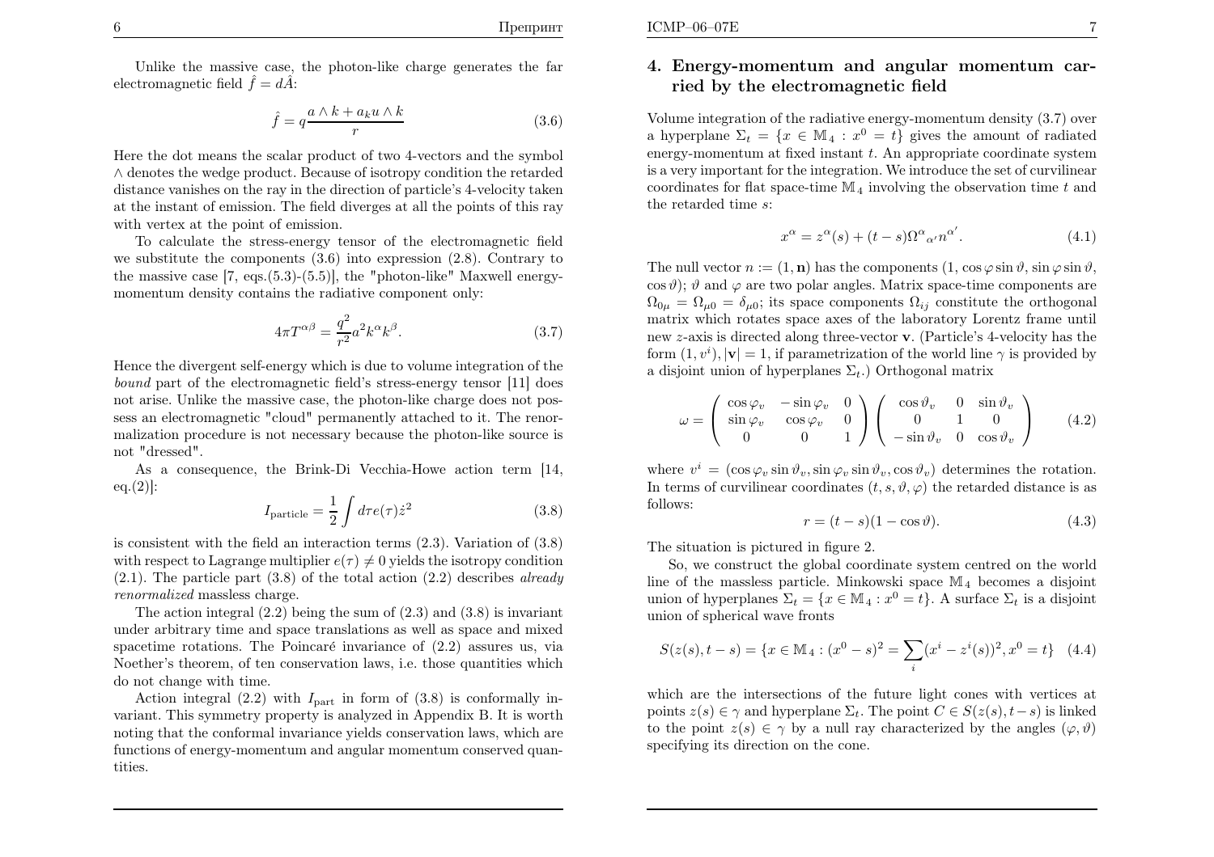Unlike the massive case, the photon-like charge generates the far electromagnetic field $\hat{f} = d\hat{A}$:

$$\hat{f} = q\frac{a \wedge k + a_k u \wedge k}{r} \tag{3.6}$$

Here the dot means the scalar product of two 4-vectors and the symbol $\wedge$ denotes the wedge product. Because of isotropy condition the retarded distance vanishes on the ray in the direction of particle's 4-velocity taken at the instant of emission. The field diverges at all the points of this ray with vertex at the point of emission.

To calculate the stress-energy tensor of the electromagnetic field we substitute the components (3.6) into expression (2.8). Contrary to the massive case [7, eqs.(5.3)-(5.5)], the "photon-like" Maxwell energy-momentum density contains the radiative component only:

$$4\pi T^{\alpha\beta} = \frac{q^2}{r^2}a^2 k^\alpha k^\beta. \tag{3.7}$$

Hence the divergent self-energy which is due to volume integration of the *bound* part of the electromagnetic field's stress-energy tensor [11] does not arise. Unlike the massive case, the photon-like charge does not possess an electromagnetic "cloud" permanently attached to it. The renormalization procedure is not necessary because the photon-like source is not "dressed".

As a consequence, the Brink-Di Vecchia-Howe action term [14, eq.(2)]:

$$I_{\rm particle} = \frac{1}{2}\int d\tau e(\tau)\dot{z}^2 \tag{3.8}$$

is consistent with the field an interaction terms (2.3). Variation of (3.8) with respect to Lagrange multiplier $e(\tau) \neq 0$ yields the isotropy condition (2.1). The particle part (3.8) of the total action (2.2) describes *already renormalized* massless charge.

The action integral (2.2) being the sum of (2.3) and (3.8) is invariant under arbitrary time and space translations as well as space and mixed spacetime rotations. The Poincaré invariance of (2.2) assures us, via Noether's theorem, of ten conservation laws, i.e. those quantities which do not change with time.

Action integral (2.2) with $I_{\rm part}$ in form of (3.8) is conformally invariant. This symmetry property is analyzed in Appendix B. It is worth noting that the conformal invariance yields conservation laws, which are functions of energy-momentum and angular momentum conserved quantities.

## 4. Energy-momentum and angular momentum carried by the electromagnetic field

Volume integration of the radiative energy-momentum density (3.7) over a hyperplane $\Sigma_t = \{x \in \mathbb{M}_4 : x^0 = t\}$ gives the amount of radiated energy-momentum at fixed instant $t$. An appropriate coordinate system is a very important for the integration. We introduce the set of curvilinear coordinates for flat space-time $\mathbb{M}_4$ involving the observation time $t$ and the retarded time $s$:

$$x^\alpha = z^\alpha(s) + (t-s)\Omega^\alpha{}_{\alpha'}n^{\alpha'}. \tag{4.1}$$

The null vector $n := (1, \mathbf{n})$ has the components $(1, \cos\varphi\sin\vartheta, \sin\varphi\sin\vartheta, \cos\vartheta)$; $\vartheta$ and $\varphi$ are two polar angles. Matrix space-time components are $\Omega_{0\mu} = \Omega_{\mu 0} = \delta_{\mu 0}$; its space components $\Omega_{ij}$ constitute the orthogonal matrix which rotates space axes of the laboratory Lorentz frame until new $z$-axis is directed along three-vector $\mathbf{v}$. (Particle's 4-velocity has the form $(1, v^i), |\mathbf{v}| = 1$, if parametrization of the world line $\gamma$ is provided by a disjoint union of hyperplanes $\Sigma_t$.) Orthogonal matrix

$$\omega = \left(\begin{array}{ccc} \cos\varphi_v & -\sin\varphi_v & 0 \\ \sin\varphi_v & \cos\varphi_v & 0 \\ 0 & 0 & 1 \end{array}\right)\left(\begin{array}{ccc} \cos\vartheta_v & 0 & \sin\vartheta_v \\ 0 & 1 & 0 \\ -\sin\vartheta_v & 0 & \cos\vartheta_v \end{array}\right) \tag{4.2}$$

where $v^i = (\cos\varphi_v\sin\vartheta_v, \sin\varphi_v\sin\vartheta_v, \cos\vartheta_v)$ determines the rotation. In terms of curvilinear coordinates $(t, s, \vartheta, \varphi)$ the retarded distance is as follows:

$$r = (t-s)(1-\cos\vartheta). \tag{4.3}$$

The situation is pictured in figure 2.

So, we construct the global coordinate system centred on the world line of the massless particle. Minkowski space $\mathbb{M}_4$ becomes a disjoint union of hyperplanes $\Sigma_t = \{x \in \mathbb{M}_4 : x^0 = t\}$. A surface $\Sigma_t$ is a disjoint union of spherical wave fronts

$$S(z(s), t-s) = \{x \in \mathbb{M}_4 : (x^0 - s)^2 = \sum_i (x^i - z^i(s))^2, x^0 = t\} \tag{4.4}$$

which are the intersections of the future light cones with vertices at points $z(s) \in \gamma$ and hyperplane $\Sigma_t$. The point $C \in S(z(s), t-s)$ is linked to the point $z(s) \in \gamma$ by a null ray characterized by the angles $(\varphi, \vartheta)$ specifying its direction on the cone.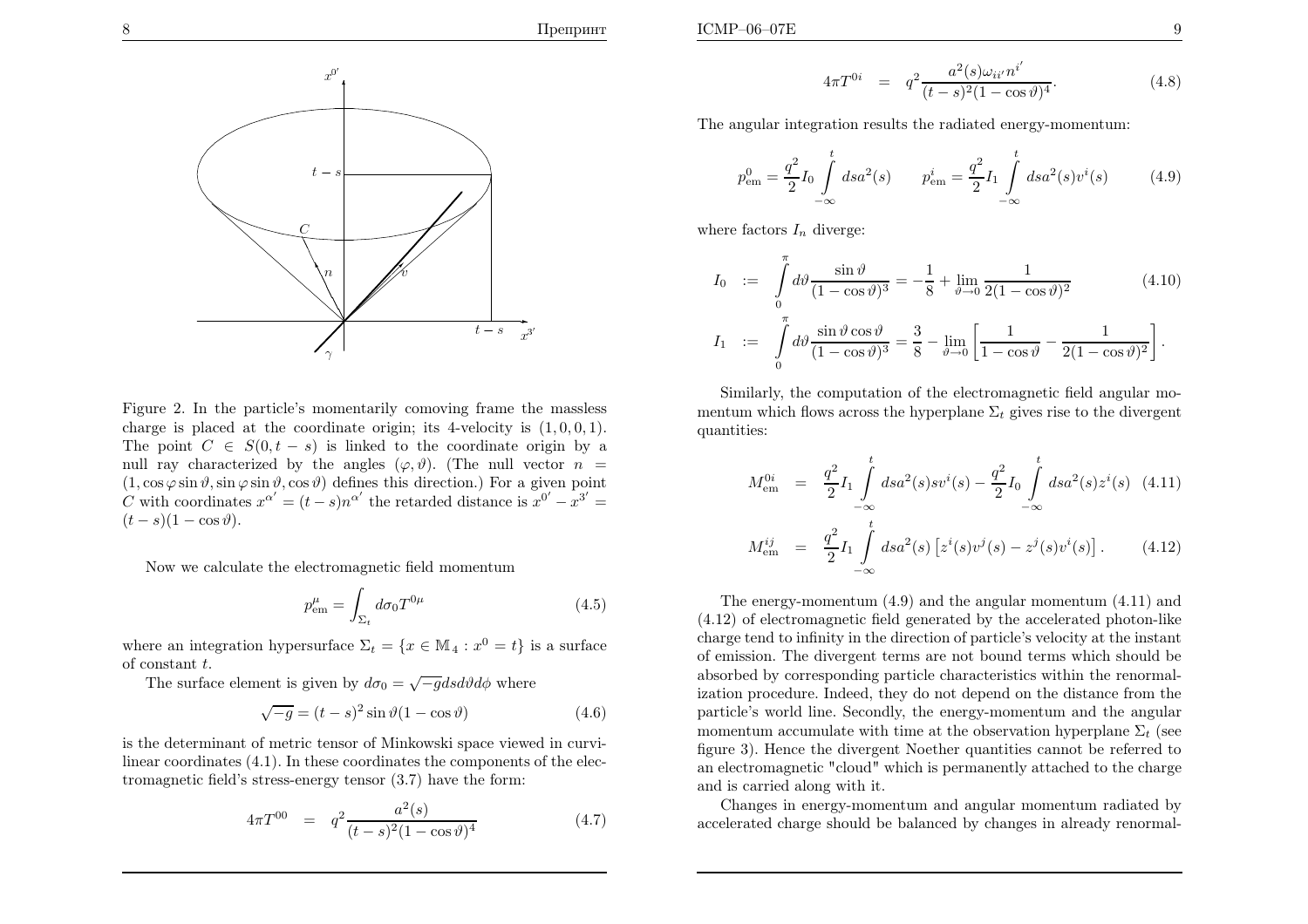Figure 2. In the particle's momentarily comoving frame the massless charge is placed at the coordinate origin; its 4-velocity is $(1, 0, 0, 1)$. The point $C \in S(0, t-s)$ is linked to the coordinate origin by a null ray characterized by the angles $(\varphi, \vartheta)$. (The null vector $n = (1, \cos\varphi\sin\vartheta, \sin\varphi\sin\vartheta, \cos\vartheta)$ defines this direction.) For a given point $C$ with coordinates $x^{\alpha'} = (t-s)n^{\alpha'}$ the retarded distance is $x^{0'} - x^{3'} = (t-s)(1-\cos\vartheta)$.

Now we calculate the electromagnetic field momentum

$$p^\mu_{\rm em} = \int_{\Sigma_t} d\sigma_0 T^{0\mu} \tag{4.5}$$

where an integration hypersurface $\Sigma_t = \{x \in \mathbb{M}_4 : x^0 = t\}$ is a surface of constant $t$.

The surface element is given by $d\sigma_0 = \sqrt{-g}dsd\vartheta d\phi$ where

$$\sqrt{-g} = (t-s)^2 \sin\vartheta(1-\cos\vartheta) \tag{4.6}$$

is the determinant of metric tensor of Minkowski space viewed in curvilinear coordinates (4.1). In these coordinates the components of the electromagnetic field's stress-energy tensor (3.7) have the form:

$$4\pi T^{00} = q^2 \frac{a^2(s)}{(t-s)^2(1-\cos\vartheta)^4} \tag{4.7}$$

$$4\pi T^{0i} = q^2 \frac{a^2(s)\omega_{ii'}n^{i'}}{(t-s)^2(1-\cos\vartheta)^4}. \tag{4.8}$$

The angular integration results the radiated energy-momentum:

$$p^0_{\rm em} = \frac{q^2}{2} I_0 \int\limits_{-\infty}^{t} ds a^2(s) \qquad p^i_{\rm em} = \frac{q^2}{2} I_1 \int\limits_{-\infty}^{t} ds a^2(s) v^i(s) \tag{4.9}$$

where factors $I_n$ diverge:

$$\begin{aligned} I_0 &:= \int\limits_0^\pi d\vartheta \frac{\sin\vartheta}{(1-\cos\vartheta)^3} = -\frac{1}{8} + \lim_{\vartheta\to 0} \frac{1}{2(1-\cos\vartheta)^2} \\ I_1 &:= \int\limits_0^\pi d\vartheta \frac{\sin\vartheta\cos\vartheta}{(1-\cos\vartheta)^3} = \frac{3}{8} - \lim_{\vartheta\to 0}\left[\frac{1}{1-\cos\vartheta} - \frac{1}{2(1-\cos\vartheta)^2}\right]. \end{aligned} \tag{4.10}$$

Similarly, the computation of the electromagnetic field angular momentum which flows across the hyperplane $\Sigma_t$ gives rise to the divergent quantities:

$$M^{0i}_{\rm em} = \frac{q^2}{2} I_1 \int\limits_{-\infty}^{t} ds a^2(s) s v^i(s) - \frac{q^2}{2} I_0 \int\limits_{-\infty}^{t} ds a^2(s) z^i(s) \tag{4.11}$$

$$M^{ij}_{\rm em} = \frac{q^2}{2} I_1 \int\limits_{-\infty}^{t} ds a^2(s)\left[z^i(s)v^j(s) - z^j(s)v^i(s)\right]. \tag{4.12}$$

The energy-momentum (4.9) and the angular momentum (4.11) and (4.12) of electromagnetic field generated by the accelerated photon-like charge tend to infinity in the direction of particle's velocity at the instant of emission. The divergent terms are not bound terms which should be absorbed by corresponding particle characteristics within the renormalization procedure. Indeed, they do not depend on the distance from the particle's world line. Secondly, the energy-momentum and the angular momentum accumulate with time at the observation hyperplane $\Sigma_t$ (see figure 3). Hence the divergent Noether quantities cannot be referred to an electromagnetic "cloud" which is permanently attached to the charge and is carried along with it.

Changes in energy-momentum and angular momentum radiated by accelerated charge should be balanced by changes in already renormal-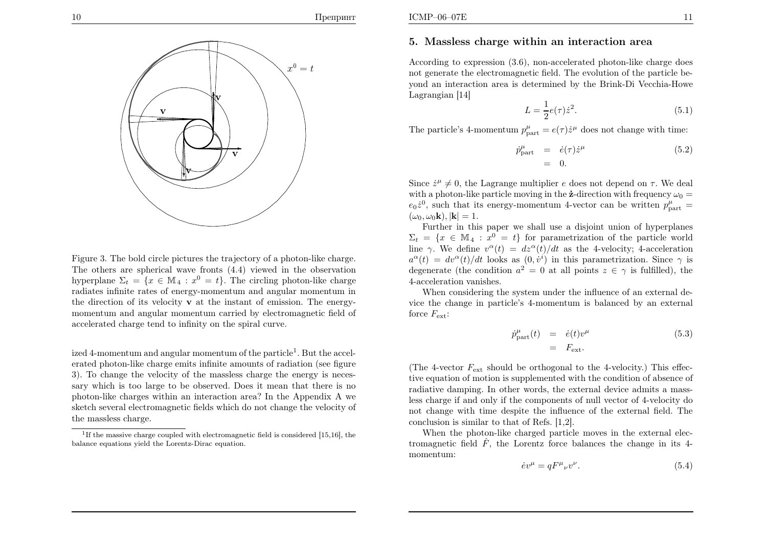Figure 3. The bold circle pictures the trajectory of a photon-like charge. The others are spherical wave fronts (4.4) viewed in the observation hyperplane $\Sigma_t = \{x \in \mathbb{M}_4 : x^0 = t\}$. The circling photon-like charge radiates infinite rates of energy-momentum and angular momentum in the direction of its velocity $\mathbf{v}$ at the instant of emission. The energy-momentum and angular momentum carried by electromagnetic field of accelerated charge tend to infinity on the spiral curve.

ized 4-momentum and angular momentum of the particle[1]. But the accelerated photon-like charge emits infinite amounts of radiation (see figure 3). To change the velocity of the massless charge the energy is necessary which is too large to be observed. Does it mean that there is no photon-like charges within an interaction area? In the Appendix A we sketch several electromagnetic fields which do not change the velocity of the massless charge.

[1] If the massive charge coupled with electromagnetic field is considered [15,16], the balance equations yield the Lorentz-Dirac equation.

## 5. Massless charge within an interaction area

According to expression (3.6), non-accelerated photon-like charge does not generate the electromagnetic field. The evolution of the particle beyond an interaction area is determined by the Brink-Di Vecchia-Howe Lagrangian [14]

$$L = \frac{1}{2}e(\tau)\dot{z}^2. \tag{5.1}$$

The particle's 4-momentum $p^\mu_{\rm part} = e(\tau)\dot{z}^\mu$ does not change with time:

$$\begin{aligned} \dot{p}^\mu_{\rm part} &= \dot{e}(\tau)\dot{z}^\mu \\ &= 0. \end{aligned} \tag{5.2}$$

Since $\dot{z}^\mu \neq 0$, the Lagrange multiplier $e$ does not depend on $\tau$. We deal with a photon-like particle moving in the $\dot{\mathbf{z}}$-direction with frequency $\omega_0 = e_0\dot{z}^0$, such that its energy-momentum 4-vector can be written $p^\mu_{\rm part} = (\omega_0, \omega_0\mathbf{k}), |\mathbf{k}| = 1$.

Further in this paper we shall use a disjoint union of hyperplanes $\Sigma_t = \{x \in \mathbb{M}_4 : x^0 = t\}$ for parametrization of the particle world line $\gamma$. We define $v^\alpha(t) = dz^\alpha(t)/dt$ as the 4-velocity; 4-acceleration $a^\alpha(t) = dv^\alpha(t)/dt$ looks as $(0, \dot{v}^i)$ in this parametrization. Since $\gamma$ is degenerate (the condition $a^2 = 0$ at all points $z \in \gamma$ is fulfilled), the 4-acceleration vanishes.

When considering the system under the influence of an external device the change in particle's 4-momentum is balanced by an external force $F_{\rm ext}$:

$$\begin{aligned} \dot{p}^\mu_{\rm part}(t) &= \dot{e}(t)v^\mu \\ &= F_{\rm ext}. \end{aligned} \tag{5.3}$$

(The 4-vector $F_{\rm ext}$ should be orthogonal to the 4-velocity.) This effective equation of motion is supplemented with the condition of absence of radiative damping. In other words, the external device admits a massless charge if and only if the components of null vector of 4-velocity do not change with time despite the influence of the external field. The conclusion is similar to that of Refs. [1,2].

When the photon-like charged particle moves in the external electromagnetic field $\hat{F}$, the Lorentz force balances the change in its 4-momentum:

$$\dot{e}v^\mu = qF^\mu{}_\nu v^\nu. \tag{5.4}$$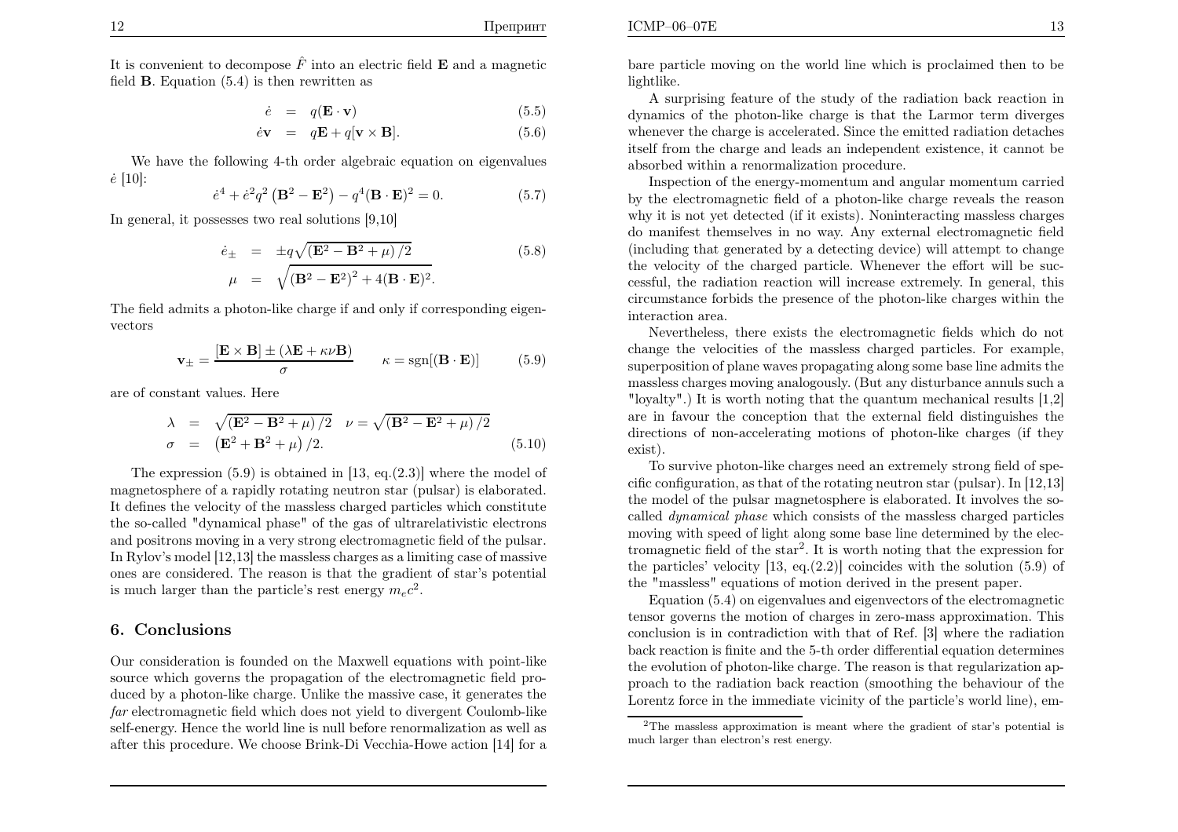It is convenient to decompose $\hat{F}$ into an electric field $\mathbf{E}$ and a magnetic field $\mathbf{B}$. Equation (5.4) is then rewritten as

$$
\begin{aligned}
\dot{e} &= q(\mathbf{E}\cdot\mathbf{v}) &(5.5)\\
\dot{e}\mathbf{v} &= q\mathbf{E} + q[\mathbf{v}\times\mathbf{B}]. &(5.6)
\end{aligned}
$$

We have the following 4-th order algebraic equation on eigenvalues $\dot{e}$ [10]:

$$
\dot{e}^4 + \dot{e}^2 q^2\left(\mathbf{B}^2 - \mathbf{E}^2\right) - q^4(\mathbf{B}\cdot\mathbf{E})^2 = 0. \tag{5.7}
$$

In general, it possesses two real solutions [9,10]

$$
\begin{aligned}
\dot{e}_\pm &= \pm q\sqrt{\left(\mathbf{E}^2 - \mathbf{B}^2 + \mu\right)/2} \\
\mu &= \sqrt{\left(\mathbf{B}^2 - \mathbf{E}^2\right)^2 + 4(\mathbf{B}\cdot\mathbf{E})^2}.
\end{aligned} \tag{5.8}
$$

The field admits a photon-like charge if and only if corresponding eigenvectors

$$
\mathbf{v}_\pm = \frac{[\mathbf{E}\times\mathbf{B}] \pm (\lambda\mathbf{E} + \kappa\nu\mathbf{B})}{\sigma} \qquad \kappa = \mathrm{sgn}[(\mathbf{B}\cdot\mathbf{E})] \tag{5.9}
$$

are of constant values. Here

$$
\begin{aligned}
\lambda &= \sqrt{\left(\mathbf{E}^2 - \mathbf{B}^2 + \mu\right)/2} \quad \nu = \sqrt{\left(\mathbf{B}^2 - \mathbf{E}^2 + \mu\right)/2} \\
\sigma &= \left(\mathbf{E}^2 + \mathbf{B}^2 + \mu\right)/2.
\end{aligned} \tag{5.10}
$$

The expression (5.9) is obtained in [13, eq.(2.3)] where the model of magnetosphere of a rapidly rotating neutron star (pulsar) is elaborated. It defines the velocity of the massless charged particles which constitute the so-called "dynamical phase" of the gas of ultrarelativistic electrons and positrons moving in a very strong electromagnetic field of the pulsar. In Rylov's model [12,13] the massless charges as a limiting case of massive ones are considered. The reason is that the gradient of star's potential is much larger than the particle's rest energy $m_e c^2$.

## 6. Conclusions

Our consideration is founded on the Maxwell equations with point-like source which governs the propagation of the electromagnetic field produced by a photon-like charge. Unlike the massive case, it generates the *far* electromagnetic field which does not yield to divergent Coulomb-like self-energy. Hence the world line is null before renormalization as well as after this procedure. We choose Brink-Di Vecchia-Howe action [14] for a bare particle moving on the world line which is proclaimed then to be lightlike.

A surprising feature of the study of the radiation back reaction in dynamics of the photon-like charge is that the Larmor term diverges whenever the charge is accelerated. Since the emitted radiation detaches itself from the charge and leads an independent existence, it cannot be absorbed within a renormalization procedure.

Inspection of the energy-momentum and angular momentum carried by the electromagnetic field of a photon-like charge reveals the reason why it is not yet detected (if it exists). Noninteracting massless charges do manifest themselves in no way. Any external electromagnetic field (including that generated by a detecting device) will attempt to change the velocity of the charged particle. Whenever the effort will be successful, the radiation reaction will increase extremely. In general, this circumstance forbids the presence of the photon-like charges within the interaction area.

Nevertheless, there exists the electromagnetic fields which do not change the velocities of the massless charged particles. For example, superposition of plane waves propagating along some base line admits the massless charges moving analogously. (But any disturbance annuls such a "loyalty".) It is worth noting that the quantum mechanical results [1,2] are in favour the conception that the external field distinguishes the directions of non-accelerating motions of photon-like charges (if they exist).

To survive photon-like charges need an extremely strong field of specific configuration, as that of the rotating neutron star (pulsar). In [12,13] the model of the pulsar magnetosphere is elaborated. It involves the so-called *dynamical phase* which consists of the massless charged particles moving with speed of light along some base line determined by the electromagnetic field of the star[2]. It is worth noting that the expression for the particles' velocity [13, eq.(2.2)] coincides with the solution (5.9) of the "massless" equations of motion derived in the present paper.

Equation (5.4) on eigenvalues and eigenvectors of the electromagnetic tensor governs the motion of charges in zero-mass approximation. This conclusion is in contradiction with that of Ref. [3] where the radiation back reaction is finite and the 5-th order differential equation determines the evolution of photon-like charge. The reason is that regularization approach to the radiation back reaction (smoothing the behaviour of the Lorentz force in the immediate vicinity of the particle's world line), em-

[2] The massless approximation is meant where the gradient of star's potential is much larger than electron's rest energy.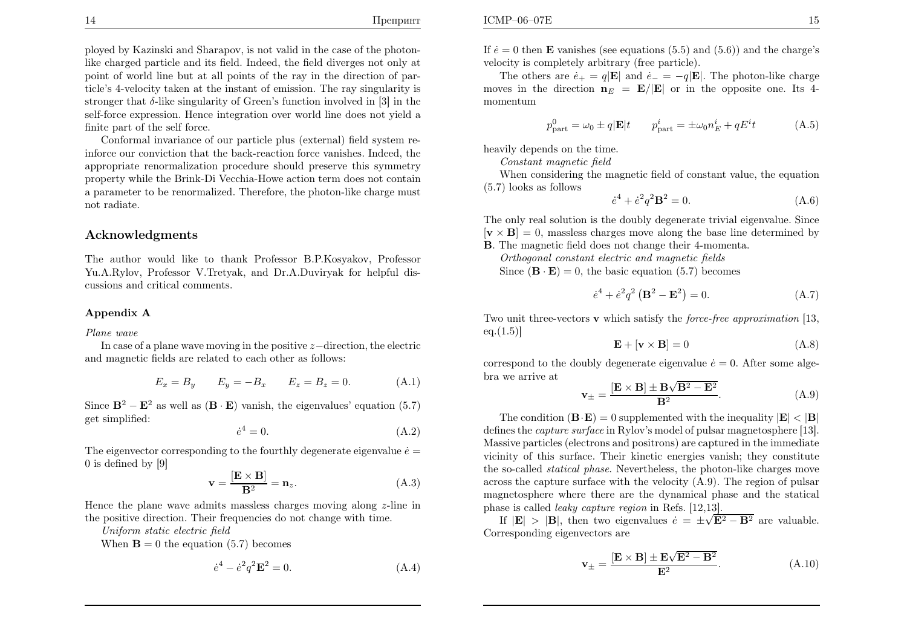ployed by Kazinski and Sharapov, is not valid in the case of the photon-like charged particle and its field. Indeed, the field diverges not only at point of world line but at all points of the ray in the direction of particle's 4-velocity taken at the instant of emission. The ray singularity is stronger that $\delta$-like singularity of Green's function involved in [3] in the self-force expression. Hence integration over world line does not yield a finite part of the self force.

Conformal invariance of our particle plus (external) field system reinforce our conviction that the back-reaction force vanishes. Indeed, the appropriate renormalization procedure should preserve this symmetry property while the Brink-Di Vecchia-Howe action term does not contain a parameter to be renormalized. Therefore, the photon-like charge must not radiate.

## Acknowledgments

The author would like to thank Professor B.P.Kosyakov, Professor Yu.A.Rylov, Professor V.Tretyak, and Dr.A.Duviryak for helpful discussions and critical comments.

### Appendix A

*Plane wave*

In case of a plane wave moving in the positive $z-$direction, the electric and magnetic fields are related to each other as follows:

$$E_x = B_y \qquad E_y = -B_x \qquad E_z = B_z = 0. \tag{A.1}$$

Since $\mathbf{B}^2 - \mathbf{E}^2$ as well as $(\mathbf{B}\cdot\mathbf{E})$ vanish, the eigenvalues' equation (5.7) get simplified:

$$\dot{e}^4 = 0. \tag{A.2}$$

The eigenvector corresponding to the fourthly degenerate eigenvalue $\dot{e} = 0$ is defined by [9]

$$\mathbf{v} = \frac{[\mathbf{E}\times\mathbf{B}]}{\mathbf{B}^2} = \mathbf{n}_z. \tag{A.3}$$

Hence the plane wave admits massless charges moving along $z$-line in the positive direction. Their frequencies do not change with time.

*Uniform static electric field*

When $\mathbf{B} = 0$ the equation (5.7) becomes

$$\dot{e}^4 - \dot{e}^2 q^2 \mathbf{E}^2 = 0. \tag{A.4}$$

If $\dot{e} = 0$ then $\mathbf{E}$ vanishes (see equations (5.5) and (5.6)) and the charge's velocity is completely arbitrary (free particle).

The others are $\dot{e}_+ = q|\mathbf{E}|$ and $\dot{e}_- = -q|\mathbf{E}|$. The photon-like charge moves in the direction $\mathbf{n}_E = \mathbf{E}/|\mathbf{E}|$ or in the opposite one. Its 4-momentum

$$p^0_{\rm part} = \omega_0 \pm q|\mathbf{E}|t \qquad p^i_{\rm part} = \pm\omega_0 n^i_E + qE^i t \tag{A.5}$$

heavily depends on the time.

*Constant magnetic field*

When considering the magnetic field of constant value, the equation (5.7) looks as follows

$$\dot{e}^4 + \dot{e}^2 q^2 \mathbf{B}^2 = 0. \tag{A.6}$$

The only real solution is the doubly degenerate trivial eigenvalue. Since $[\mathbf{v}\times\mathbf{B}] = 0$, massless charges move along the base line determined by $\mathbf{B}$. The magnetic field does not change their 4-momenta.

*Orthogonal constant electric and magnetic fields*

Since $(\mathbf{B}\cdot\mathbf{E}) = 0$, the basic equation (5.7) becomes

$$\dot{e}^4 + \dot{e}^2 q^2\left(\mathbf{B}^2 - \mathbf{E}^2\right) = 0. \tag{A.7}$$

Two unit three-vectors $\mathbf{v}$ which satisfy the *force-free approximation* [13, eq.(1.5)]

$$\mathbf{E} + [\mathbf{v}\times\mathbf{B}] = 0 \tag{A.8}$$

correspond to the doubly degenerate eigenvalue $\dot{e} = 0$. After some algebra we arrive at

$$\mathbf{v}_\pm = \frac{[\mathbf{E}\times\mathbf{B}] \pm \mathbf{B}\sqrt{\mathbf{B}^2 - \mathbf{E}^2}}{\mathbf{B}^2}. \tag{A.9}$$

The condition $(\mathbf{B}\cdot\mathbf{E}) = 0$ supplemented with the inequality $|\mathbf{E}| < |\mathbf{B}|$ defines the *capture surface* in Rylov's model of pulsar magnetosphere [13]. Massive particles (electrons and positrons) are captured in the immediate vicinity of this surface. Their kinetic energies vanish; they constitute the so-called *statical phase*. Nevertheless, the photon-like charges move across the capture surface with the velocity (A.9). The region of pulsar magnetosphere where there are the dynamical phase and the statical phase is called *leaky capture region* in Refs. [12,13].

If $|\mathbf{E}| > |\mathbf{B}|$, then two eigenvalues $\dot{e} = \pm\sqrt{\mathbf{E}^2 - \mathbf{B}^2}$ are valuable. Corresponding eigenvectors are

$$\mathbf{v}_\pm = \frac{[\mathbf{E}\times\mathbf{B}] \pm \mathbf{E}\sqrt{\mathbf{E}^2 - \mathbf{B}^2}}{\mathbf{E}^2}. \tag{A.10}$$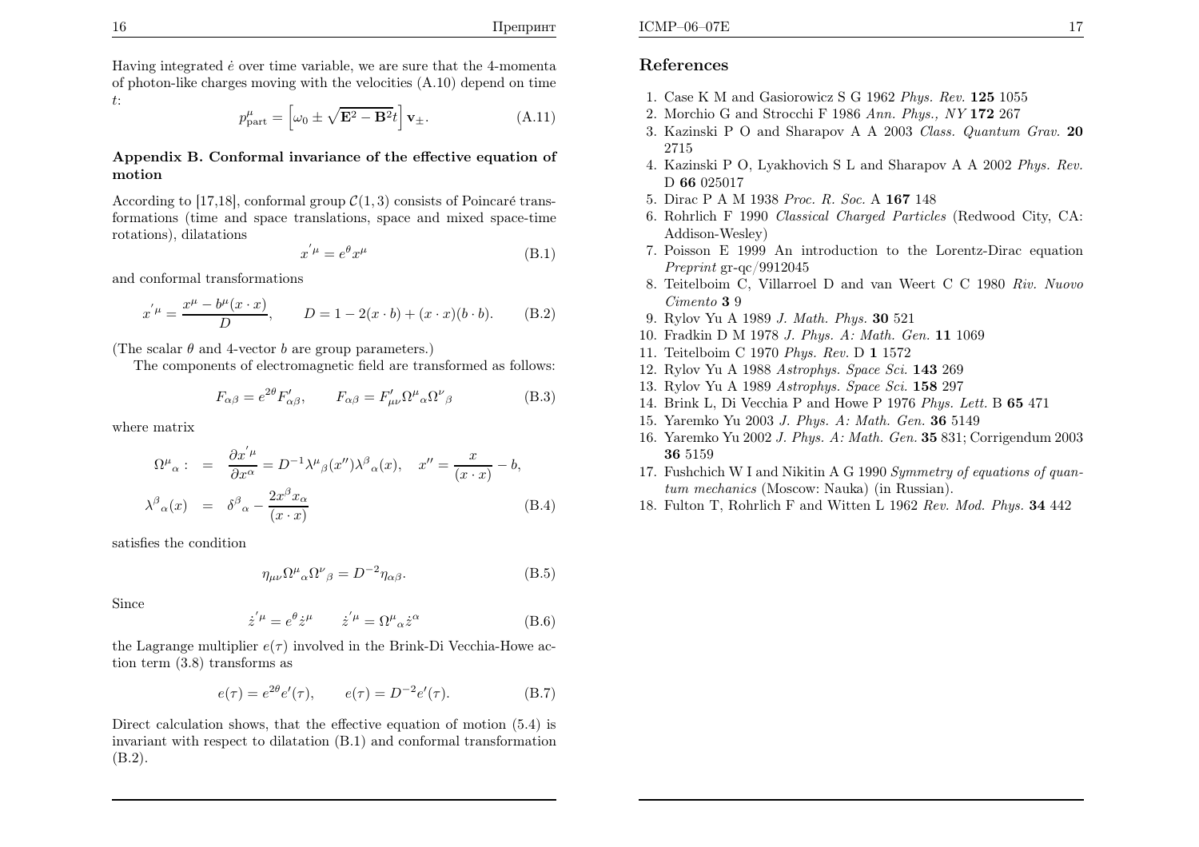Having integrated $\dot{e}$ over time variable, we are sure that the 4-momenta of photon-like charges moving with the velocities (A.10) depend on time $t$:

$$p^\mu_{\rm part} = \left[\omega_0 \pm \sqrt{\mathbf{E}^2 - \mathbf{B}^2}t\right] \mathbf{v}_\pm. \tag{A.11}$$

### Appendix B. Conformal invariance of the effective equation of motion

According to [17,18], conformal group $\mathcal{C}(1,3)$ consists of Poincaré transformations (time and space translations, space and mixed space-time rotations), dilatations

$$x^{'\mu} = e^\theta x^\mu \tag{B.1}$$

and conformal transformations

$$x^{'\mu} = \frac{x^\mu - b^\mu (x\cdot x)}{D}, \qquad D = 1 - 2(x\cdot b) + (x\cdot x)(b\cdot b). \tag{B.2}$$

(The scalar $\theta$ and 4-vector $b$ are group parameters.)

The components of electromagnetic field are transformed as follows:

$$F_{\alpha\beta} = e^{2\theta} F'_{\alpha\beta}, \qquad F_{\alpha\beta} = F'_{\mu\nu}\Omega^\mu{}_\alpha \Omega^\nu{}_\beta \tag{B.3}$$

where matrix

$$\begin{aligned}
\Omega^\mu{}_\alpha : &= \frac{\partial x^{'\mu}}{\partial x^\alpha} = D^{-1}\lambda^\mu{}_\beta(x'')\lambda^\beta{}_\alpha(x), \quad x'' = \frac{x}{(x\cdot x)} - b,\\
\lambda^\beta{}_\alpha(x) &= \delta^\beta{}_\alpha - \frac{2x^\beta x_\alpha}{(x\cdot x)}
\end{aligned} \tag{B.4}$$

satisfies the condition

$$\eta_{\mu\nu}\Omega^\mu{}_\alpha \Omega^\nu{}_\beta = D^{-2}\eta_{\alpha\beta}. \tag{B.5}$$

Since

$$\dot{z}^{'\mu} = e^\theta \dot{z}^\mu \qquad \dot{z}^{'\mu} = \Omega^\mu{}_\alpha \dot{z}^\alpha \tag{B.6}$$

the Lagrange multiplier $e(\tau)$ involved in the Brink-Di Vecchia-Howe action term (3.8) transforms as

$$e(\tau) = e^{2\theta} e'(\tau), \qquad e(\tau) = D^{-2} e'(\tau). \tag{B.7}$$

Direct calculation shows, that the effective equation of motion (5.4) is invariant with respect to dilatation (B.1) and conformal transformation (B.2).

## References

1. Case K M and Gasiorowicz S G 1962 *Phys. Rev.* **125** 1055
2. Morchio G and Strocchi F 1986 *Ann. Phys., NY* **172** 267
3. Kazinski P O and Sharapov A A 2003 *Class. Quantum Grav.* **20** 2715
4. Kazinski P O, Lyakhovich S L and Sharapov A A 2002 *Phys. Rev.* D **66** 025017
5. Dirac P A M 1938 *Proc. R. Soc.* A **167** 148
6. Rohrlich F 1990 *Classical Charged Particles* (Redwood City, CA: Addison-Wesley)
7. Poisson E 1999 An introduction to the Lorentz-Dirac equation *Preprint* gr-qc/9912045
8. Teitelboim C, Villarroel D and van Weert C C 1980 *Riv. Nuovo Cimento* **3** 9
9. Rylov Yu A 1989 *J. Math. Phys.* **30** 521
10. Fradkin D M 1978 *J. Phys. A: Math. Gen.* **11** 1069
11. Teitelboim C 1970 *Phys. Rev.* D **1** 1572
12. Rylov Yu A 1988 *Astrophys. Space Sci.* **143** 269
13. Rylov Yu A 1989 *Astrophys. Space Sci.* **158** 297
14. Brink L, Di Vecchia P and Howe P 1976 *Phys. Lett.* B **65** 471
15. Yaremko Yu 2003 *J. Phys. A: Math. Gen.* **36** 5149
16. Yaremko Yu 2002 *J. Phys. A: Math. Gen.* **35** 831; Corrigendum 2003 **36** 5159
17. Fushchich W I and Nikitin A G 1990 *Symmetry of equations of quantum mechanics* (Moscow: Nauka) (in Russian).
18. Fulton T, Rohrlich F and Witten L 1962 *Rev. Mod. Phys.* **34** 442